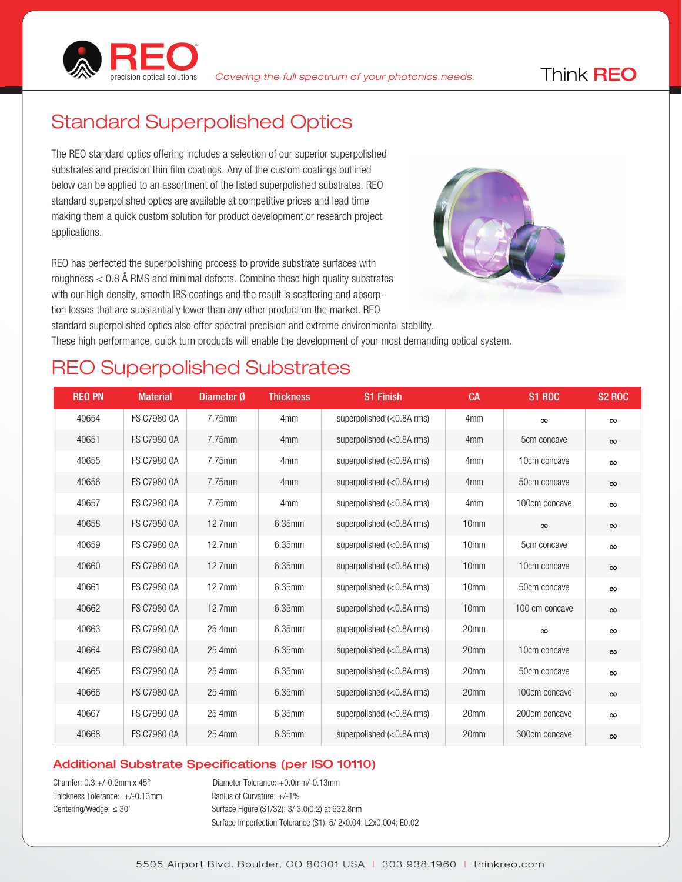REO precision optical solutions

*Covering the full spectrum of your photonics needs.*

Think **REO**

# Standard Superpolished Optics

The REO standard optics offering includes a selection of our superior superpolished substrates and precision thin film coatings. Any of the custom coatings outlined below can be applied to an assortment of the listed superpolished substrates. REO standard superpolished optics are available at competitive prices and lead time making them a quick custom solution for product development or research project applications.

REO has perfected the superpolishing process to provide substrate surfaces with roughness < 0.8 Å RMS and minimal defects. Combine these high quality substrates with our high density, smooth IBS coatings and the result is scattering and absorption losses that are substantially lower than any other product on the market. REO standard superpolished optics also offer spectral precision and extreme environmental stability. These high performance, quick turn products will enable the development of your most demanding optical system.

# REO Superpolished Substrates

| REO PN | Material | Diameter Ø | Thickness | S1 Finish | CA | S1 ROC | S2 ROC |
|---|---|---|---|---|---|---|---|
| 40654 | FS C7980 0A | 7.75mm | 4mm | superpolished (<0.8A rms) | 4mm | ∞ | ∞ |
| 40651 | FS C7980 0A | 7.75mm | 4mm | superpolished (<0.8A rms) | 4mm | 5cm concave | ∞ |
| 40655 | FS C7980 0A | 7.75mm | 4mm | superpolished (<0.8A rms) | 4mm | 10cm concave | ∞ |
| 40656 | FS C7980 0A | 7.75mm | 4mm | superpolished (<0.8A rms) | 4mm | 50cm concave | ∞ |
| 40657 | FS C7980 0A | 7.75mm | 4mm | superpolished (<0.8A rms) | 4mm | 100cm concave | ∞ |
| 40658 | FS C7980 0A | 12.7mm | 6.35mm | superpolished (<0.8A rms) | 10mm | ∞ | ∞ |
| 40659 | FS C7980 0A | 12.7mm | 6.35mm | superpolished (<0.8A rms) | 10mm | 5cm concave | ∞ |
| 40660 | FS C7980 0A | 12.7mm | 6.35mm | superpolished (<0.8A rms) | 10mm | 10cm concave | ∞ |
| 40661 | FS C7980 0A | 12.7mm | 6.35mm | superpolished (<0.8A rms) | 10mm | 50cm concave | ∞ |
| 40662 | FS C7980 0A | 12.7mm | 6.35mm | superpolished (<0.8A rms) | 10mm | 100 cm concave | ∞ |
| 40663 | FS C7980 0A | 25.4mm | 6.35mm | superpolished (<0.8A rms) | 20mm | ∞ | ∞ |
| 40664 | FS C7980 0A | 25.4mm | 6.35mm | superpolished (<0.8A rms) | 20mm | 10cm concave | ∞ |
| 40665 | FS C7980 0A | 25.4mm | 6.35mm | superpolished (<0.8A rms) | 20mm | 50cm concave | ∞ |
| 40666 | FS C7980 0A | 25.4mm | 6.35mm | superpolished (<0.8A rms) | 20mm | 100cm concave | ∞ |
| 40667 | FS C7980 0A | 25.4mm | 6.35mm | superpolished (<0.8A rms) | 20mm | 200cm concave | ∞ |
| 40668 | FS C7980 0A | 25.4mm | 6.35mm | superpolished (<0.8A rms) | 20mm | 300cm concave | ∞ |

## Additional Substrate Specifications (per ISO 10110)

Chamfer: 0.3 +/-0.2mm x 45°
Thickness Tolerance: +/-0.13mm
Centering/Wedge: ≤ 30'

Diameter Tolerance: +0.0mm/-0.13mm
Radius of Curvature: +/-1%
Surface Figure (S1/S2): 3/ 3.0(0.2) at 632.8nm
Surface Imperfection Tolerance (S1): 5/ 2x0.04; L2x0.004; E0.02

5505 Airport Blvd. Boulder, CO 80301 USA | 303.938.1960 | thinkreo.com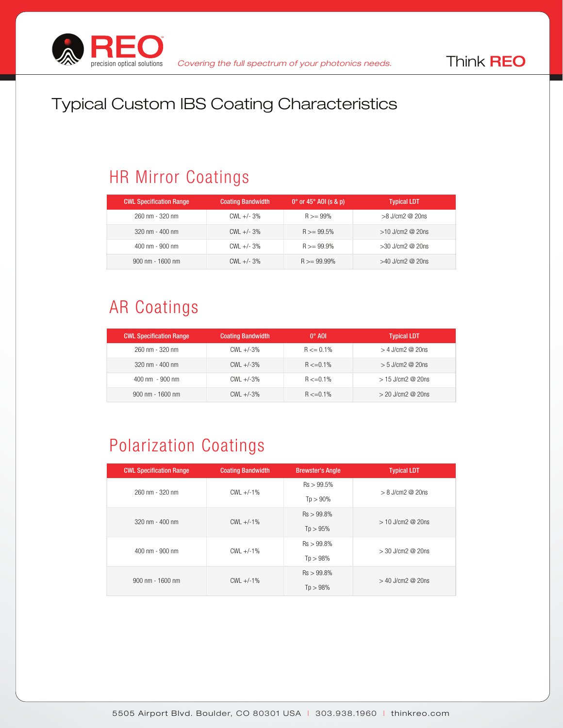# Typical Custom IBS Coating Characteristics

## HR Mirror Coatings

| CWL Specification Range | Coating Bandwidth | 0° or 45° AOI (s & p) | Typical LDT |
|---|---|---|---|
| 260 nm - 320 nm | CWL +/- 3% | R >= 99% | >8 J/cm2 @ 20ns |
| 320 nm - 400 nm | CWL +/- 3% | R >= 99.5% | >10 J/cm2 @ 20ns |
| 400 nm - 900 nm | CWL +/- 3% | R >= 99.9% | >30 J/cm2 @ 20ns |
| 900 nm - 1600 nm | CWL +/- 3% | R >= 99.99% | >40 J/cm2 @ 20ns |

## AR Coatings

| CWL Specification Range | Coating Bandwidth | 0° AOI | Typical LDT |
|---|---|---|---|
| 260 nm - 320 nm | CWL +/-3% | R <= 0.1% | > 4 J/cm2 @ 20ns |
| 320 nm - 400 nm | CWL +/-3% | R <=0.1% | > 5 J/cm2 @ 20ns |
| 400 nm - 900 nm | CWL +/-3% | R <=0.1% | > 15 J/cm2 @ 20ns |
| 900 nm - 1600 nm | CWL +/-3% | R <=0.1% | > 20 J/cm2 @ 20ns |

## Polarization Coatings

| CWL Specification Range | Coating Bandwidth | Brewster's Angle | Typical LDT |
|---|---|---|---|
| 260 nm - 320 nm | CWL +/-1% | Rs > 99.5%<br>Tp > 90% | > 8 J/cm2 @ 20ns |
| 320 nm - 400 nm | CWL +/-1% | Rs > 99.8%<br>Tp > 95% | > 10 J/cm2 @ 20ns |
| 400 nm - 900 nm | CWL +/-1% | Rs > 99.8%<br>Tp > 98% | > 30 J/cm2 @ 20ns |
| 900 nm - 1600 nm | CWL +/-1% | Rs > 99.8%<br>Tp > 98% | > 40 J/cm2 @ 20ns |